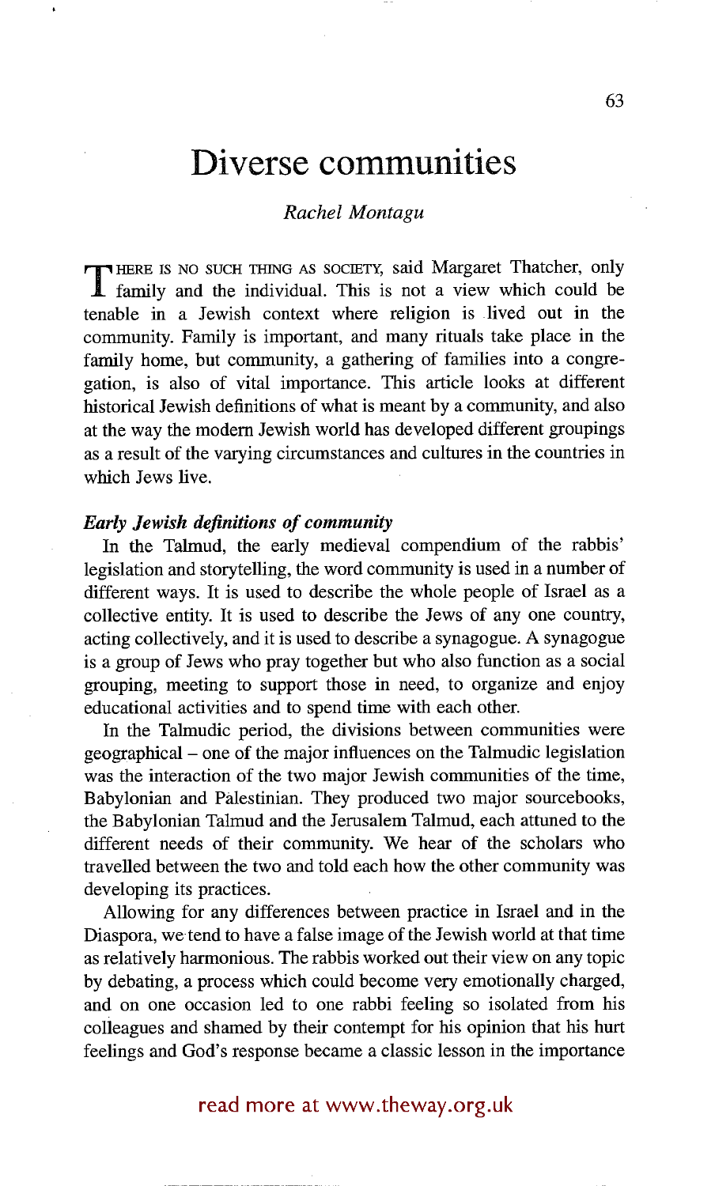# Diverse communities

*Rachel Montagu*

THERE IS NO SUCH THING AS SOCIETY, said Margaret Thatcher, only family and the individual. This is not a view which could be tenable in a Jewish context where religion is lived out in the community. Family is important, and many rituals take place in the family home, but community, a gathering of families into a congregation, is also of vital importance. This article looks at different historical Jewish definitions of what is meant by a community, and also at the way the modern Jewish world has developed different groupings as a result of the varying circumstances and cultures in the countries in which Jews live.

### *Early Jewish definitions of community*

In the Talmud, the early medieval compendium of the rabbis' legislation and storytelling, the word community is used in a number of different ways. It is used to describe the whole people of Israel as a collective entity. It is used to describe the Jews of any one country, acting collectively, and it is used to describe a synagogue. A synagogue is a group of Jews who pray together but who also function as a social grouping, meeting to support those in need, to organize and enjoy educational activities and to spend time with each other.

In the Talmudic period, the divisions between communities were geographical – one of the major influences on the Talmudic legislation was the interaction of the two major Jewish communities of the time, Babylonian and Palestinian. They produced two major sourcebooks, the Babylonian Talmud and the Jerusalem Talmud, each attuned to the different needs of their community. We hear of the scholars who travelled between the two and told each how the other community was developing its practices.

Allowing for any differences between practice in Israel and in the Diaspora, we tend to have a false image of the Jewish world at that time as relatively harmonious. The rabbis worked out their view on any topic by debating, a process which could become very emotionally charged, and on one occasion led to one rabbi feeling so isolated from his colleagues and shamed by their contempt for his opinion that his hurt feelings and God's response became a classic lesson in the importance

read more at www.theway.org.uk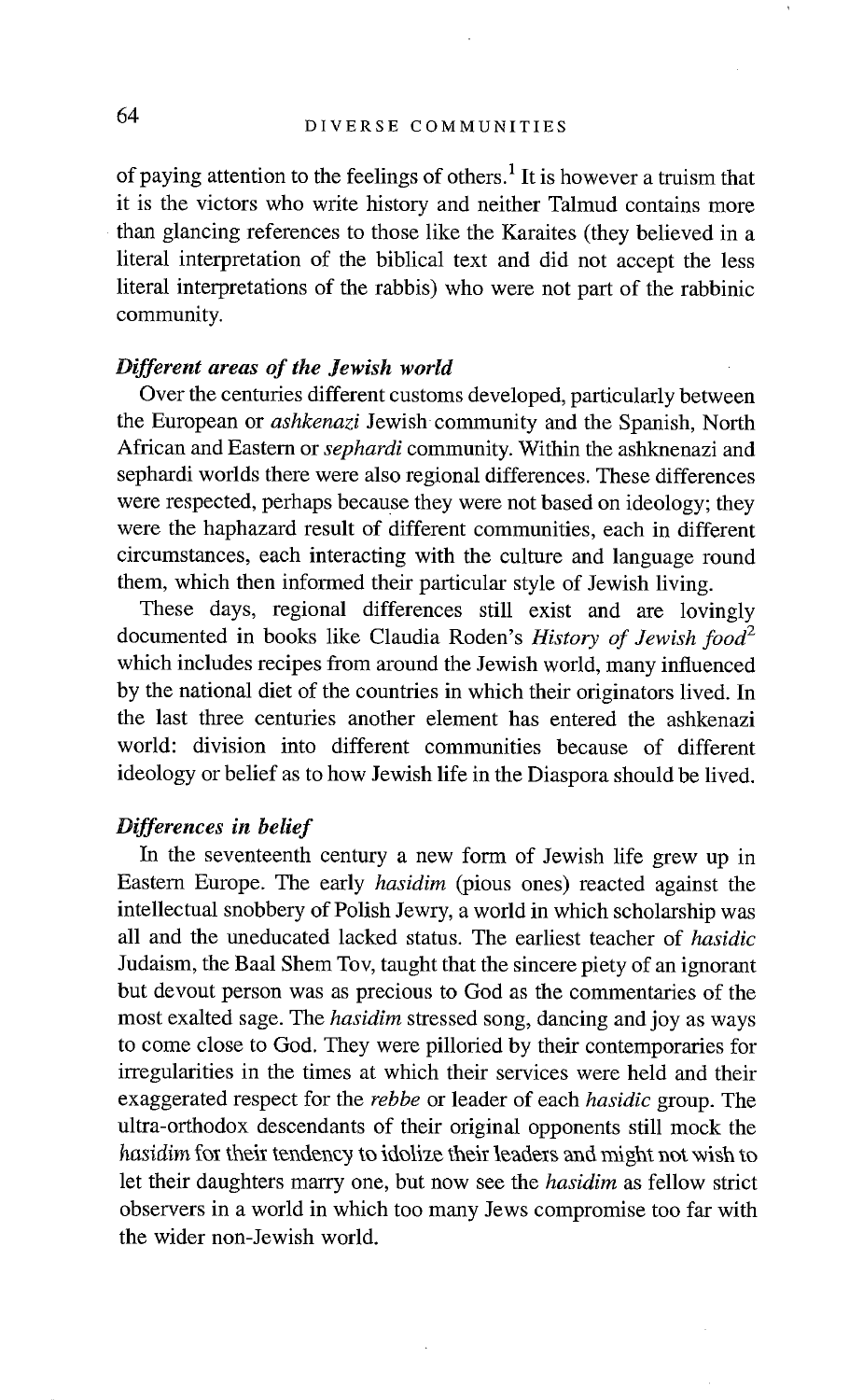of paying attention to the feelings of others.[1] It is however a truism that it is the victors who write history and neither Talmud contains more than glancing references to those like the Karaites (they believed in a literal interpretation of the biblical text and did not accept the less literal interpretations of the rabbis) who were not part of the rabbinic community.

### *Different areas of the Jewish world*

Over the centuries different customs developed, particularly between the European or *ashkenazi* Jewish community and the Spanish, North African and Eastern or *sephardi* community. Within the ashknenazi and sephardi worlds there were also regional differences. These differences were respected, perhaps because they were not based on ideology; they were the haphazard result of different communities, each in different circumstances, each interacting with the culture and language round them, which then informed their particular style of Jewish living.

These days, regional differences still exist and are lovingly documented in books like Claudia Roden's *History of Jewish food*[2] which includes recipes from around the Jewish world, many influenced by the national diet of the countries in which their originators lived. In the last three centuries another element has entered the ashkenazi world: division into different communities because of different ideology or belief as to how Jewish life in the Diaspora should be lived.

### *Differences in belief*

In the seventeenth century a new form of Jewish life grew up in Eastern Europe. The early *hasidim* (pious ones) reacted against the intellectual snobbery of Polish Jewry, a world in which scholarship was all and the uneducated lacked status. The earliest teacher of *hasidic* Judaism, the Baal Shem Tov, taught that the sincere piety of an ignorant but devout person was as precious to God as the commentaries of the most exalted sage. The *hasidim* stressed song, dancing and joy as ways to come close to God. They were pilloried by their contemporaries for irregularities in the times at which their services were held and their exaggerated respect for the *rebbe* or leader of each *hasidic* group. The ultra-orthodox descendants of their original opponents still mock the *hasidim* for their tendency to idolize their leaders and might not wish to let their daughters marry one, but now see the *hasidim* as fellow strict observers in a world in which too many Jews compromise too far with the wider non-Jewish world.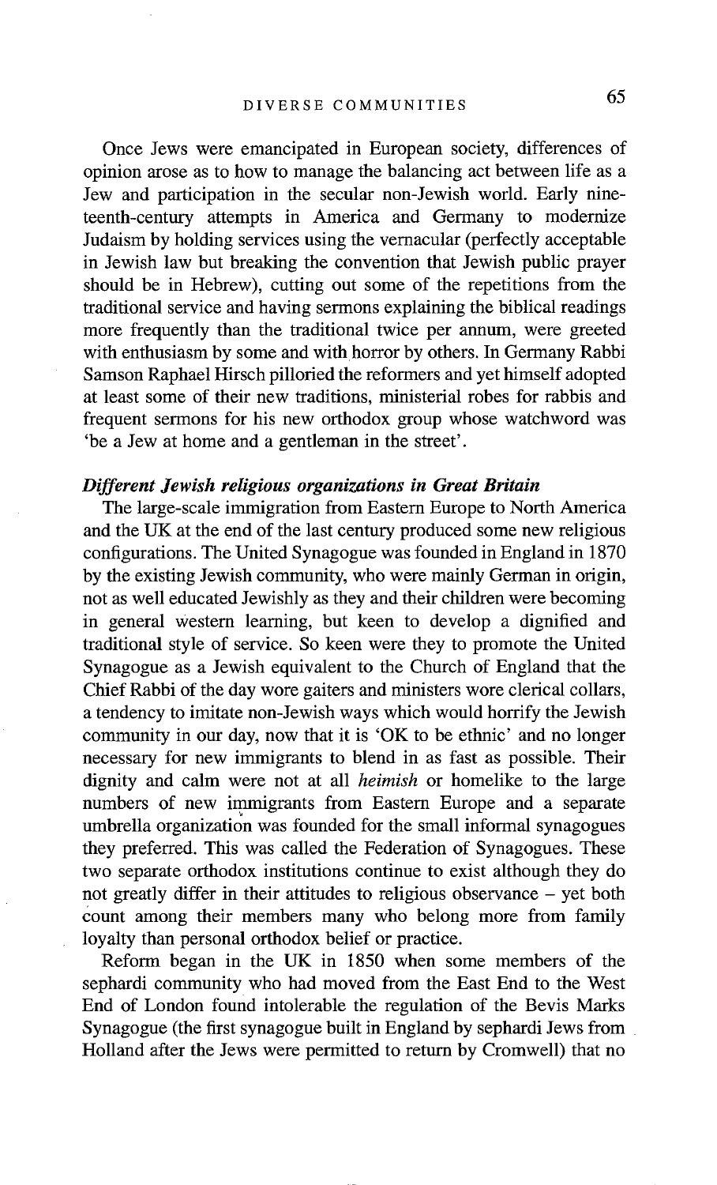Once Jews were emancipated in European society, differences of opinion arose as to how to manage the balancing act between life as a Jew and participation in the secular non-Jewish world. Early nineteenth-century attempts in America and Germany to modernize Judaism by holding services using the vernacular (perfectly acceptable in Jewish law but breaking the convention that Jewish public prayer should be in Hebrew), cutting out some of the repetitions from the traditional service and having sermons explaining the biblical readings more frequently than the traditional twice per annum, were greeted with enthusiasm by some and with horror by others. In Germany Rabbi Samson Raphael Hirsch pilloried the reformers and yet himself adopted at least some of their new traditions, ministerial robes for rabbis and frequent sermons for his new orthodox group whose watchword was 'be a Jew at home and a gentleman in the street'.

### *Different Jewish religious organizations in Great Britain*

The large-scale immigration from Eastern Europe to North America and the UK at the end of the last century produced some new religious configurations. The United Synagogue was founded in England in 1870 by the existing Jewish community, who were mainly German in origin, not as well educated Jewishly as they and their children were becoming in general western learning, but keen to develop a dignified and traditional style of service. So keen were they to promote the United Synagogue as a Jewish equivalent to the Church of England that the Chief Rabbi of the day wore gaiters and ministers wore clerical collars, a tendency to imitate non-Jewish ways which would horrify the Jewish community in our day, now that it is 'OK to be ethnic' and no longer necessary for new immigrants to blend in as fast as possible. Their dignity and calm were not at all *heimish* or homelike to the large numbers of new immigrants from Eastern Europe and a separate umbrella organization was founded for the small informal synagogues they preferred. This was called the Federation of Synagogues. These two separate orthodox institutions continue to exist although they do not greatly differ in their attitudes to religious observance – yet both count among their members many who belong more from family loyalty than personal orthodox belief or practice.

Reform began in the UK in 1850 when some members of the sephardi community who had moved from the East End to the West End of London found intolerable the regulation of the Bevis Marks Synagogue (the first synagogue built in England by sephardi Jews from Holland after the Jews were permitted to return by Cromwell) that no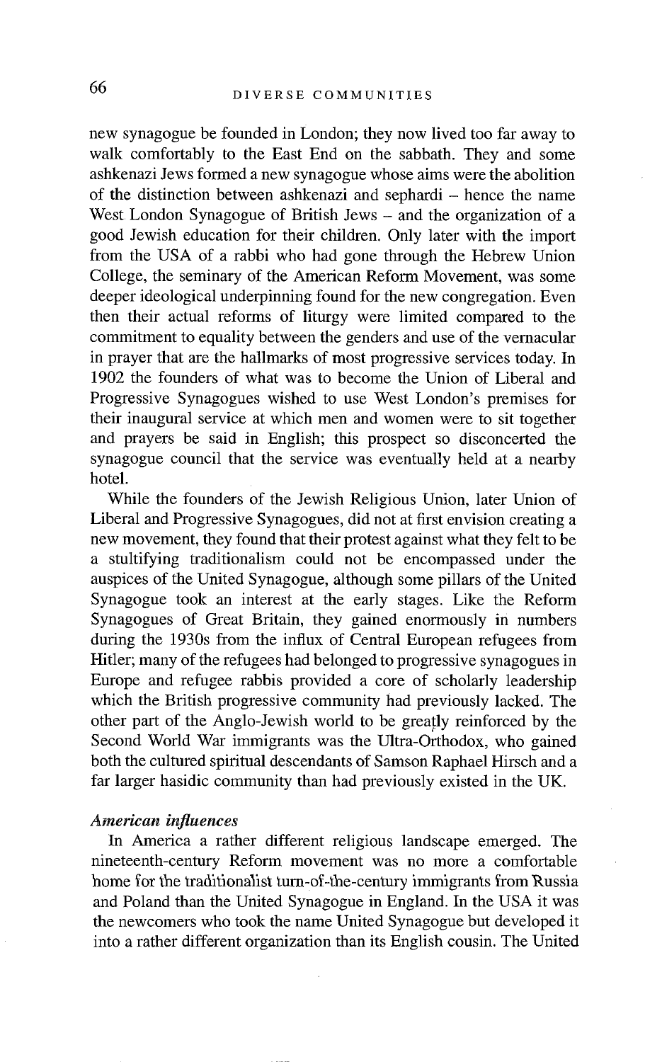new synagogue be founded in London; they now lived too far away to walk comfortably to the East End on the sabbath. They and some ashkenazi Jews formed a new synagogue whose aims were the abolition of the distinction between ashkenazi and sephardi – hence the name West London Synagogue of British Jews – and the organization of a good Jewish education for their children. Only later with the import from the USA of a rabbi who had gone through the Hebrew Union College, the seminary of the American Reform Movement, was some deeper ideological underpinning found for the new congregation. Even then their actual reforms of liturgy were limited compared to the commitment to equality between the genders and use of the vernacular in prayer that are the hallmarks of most progressive services today. In 1902 the founders of what was to become the Union of Liberal and Progressive Synagogues wished to use West London's premises for their inaugural service at which men and women were to sit together and prayers be said in English; this prospect so disconcerted the synagogue council that the service was eventually held at a nearby hotel.

While the founders of the Jewish Religious Union, later Union of Liberal and Progressive Synagogues, did not at first envision creating a new movement, they found that their protest against what they felt to be a stultifying traditionalism could not be encompassed under the auspices of the United Synagogue, although some pillars of the United Synagogue took an interest at the early stages. Like the Reform Synagogues of Great Britain, they gained enormously in numbers during the 1930s from the influx of Central European refugees from Hitler; many of the refugees had belonged to progressive synagogues in Europe and refugee rabbis provided a core of scholarly leadership which the British progressive community had previously lacked. The other part of the Anglo-Jewish world to be greatly reinforced by the Second World War immigrants was the Ultra-Orthodox, who gained both the cultured spiritual descendants of Samson Raphael Hirsch and a far larger hasidic community than had previously existed in the UK.

### *American influences*

In America a rather different religious landscape emerged. The nineteenth-century Reform movement was no more a comfortable home for the traditionalist turn-of-the-century immigrants from Russia and Poland than the United Synagogue in England. In the USA it was the newcomers who took the name United Synagogue but developed it into a rather different organization than its English cousin. The United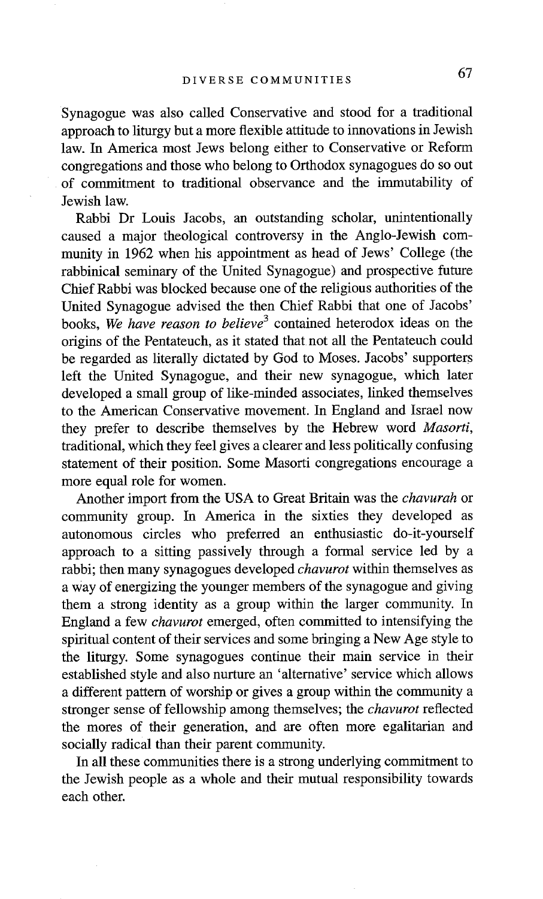Synagogue was also called Conservative and stood for a traditional approach to liturgy but a more flexible attitude to innovations in Jewish law. In America most Jews belong either to Conservative or Reform congregations and those who belong to Orthodox synagogues do so out of commitment to traditional observance and the immutability of Jewish law.

Rabbi Dr Louis Jacobs, an outstanding scholar, unintentionally caused a major theological controversy in the Anglo-Jewish community in 1962 when his appointment as head of Jews' College (the rabbinical seminary of the United Synagogue) and prospective future Chief Rabbi was blocked because one of the religious authorities of the United Synagogue advised the then Chief Rabbi that one of Jacobs' books, *We have reason to believe*[3] contained heterodox ideas on the origins of the Pentateuch, as it stated that not all the Pentateuch could be regarded as literally dictated by God to Moses. Jacobs' supporters left the United Synagogue, and their new synagogue, which later developed a small group of like-minded associates, linked themselves to the American Conservative movement. In England and Israel now they prefer to describe themselves by the Hebrew word *Masorti*, traditional, which they feel gives a clearer and less politically confusing statement of their position. Some Masorti congregations encourage a more equal role for women.

Another import from the USA to Great Britain was the *chavurah* or community group. In America in the sixties they developed as autonomous circles who preferred an enthusiastic do-it-yourself approach to a sitting passively through a formal service led by a rabbi; then many synagogues developed *chavurot* within themselves as a way of energizing the younger members of the synagogue and giving them a strong identity as a group within the larger community. In England a few *chavurot* emerged, often committed to intensifying the spiritual content of their services and some bringing a New Age style to the liturgy. Some synagogues continue their main service in their established style and also nurture an 'alternative' service which allows a different pattern of worship or gives a group within the community a stronger sense of fellowship among themselves; the *chavurot* reflected the mores of their generation, and are often more egalitarian and socially radical than their parent community.

In all these communities there is a strong underlying commitment to the Jewish people as a whole and their mutual responsibility towards each other.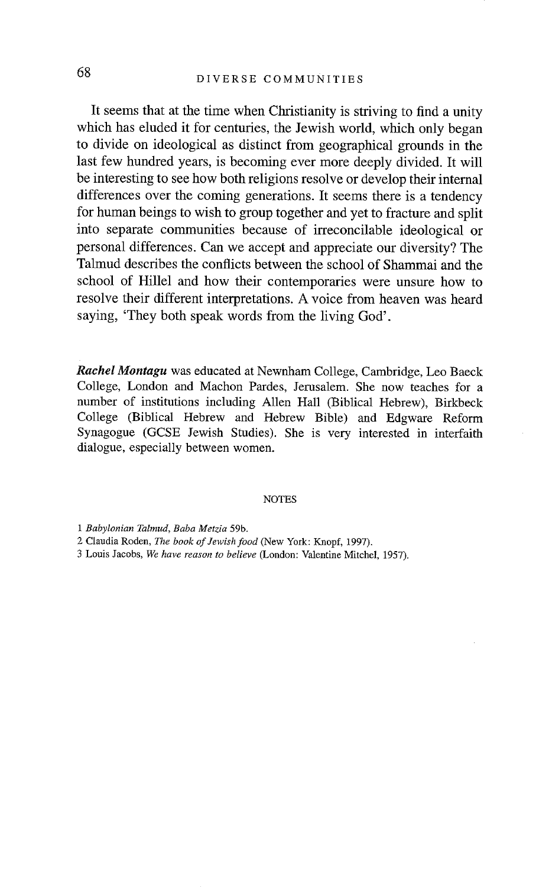It seems that at the time when Christianity is striving to find a unity which has eluded it for centuries, the Jewish world, which only began to divide on ideological as distinct from geographical grounds in the last few hundred years, is becoming ever more deeply divided. It will be interesting to see how both religions resolve or develop their internal differences over the coming generations. It seems there is a tendency for human beings to wish to group together and yet to fracture and split into separate communities because of irreconcilable ideological or personal differences. Can we accept and appreciate our diversity? The Talmud describes the conflicts between the school of Shammai and the school of Hillel and how their contemporaries were unsure how to resolve their different interpretations. A voice from heaven was heard saying, 'They both speak words from the living God'.

***Rachel Montagu*** was educated at Newnham College, Cambridge, Leo Baeck College, London and Machon Pardes, Jerusalem. She now teaches for a number of institutions including Allen Hall (Biblical Hebrew), Birkbeck College (Biblical Hebrew and Hebrew Bible) and Edgware Reform Synagogue (GCSE Jewish Studies). She is very interested in interfaith dialogue, especially between women.

## NOTES

1 *Babylonian Talmud*, *Baba Metzia* 59b.

2 Claudia Roden, *The book of Jewish food* (New York: Knopf, 1997).

3 Louis Jacobs, *We have reason to believe* (London: Valentine Mitchel, 1957).